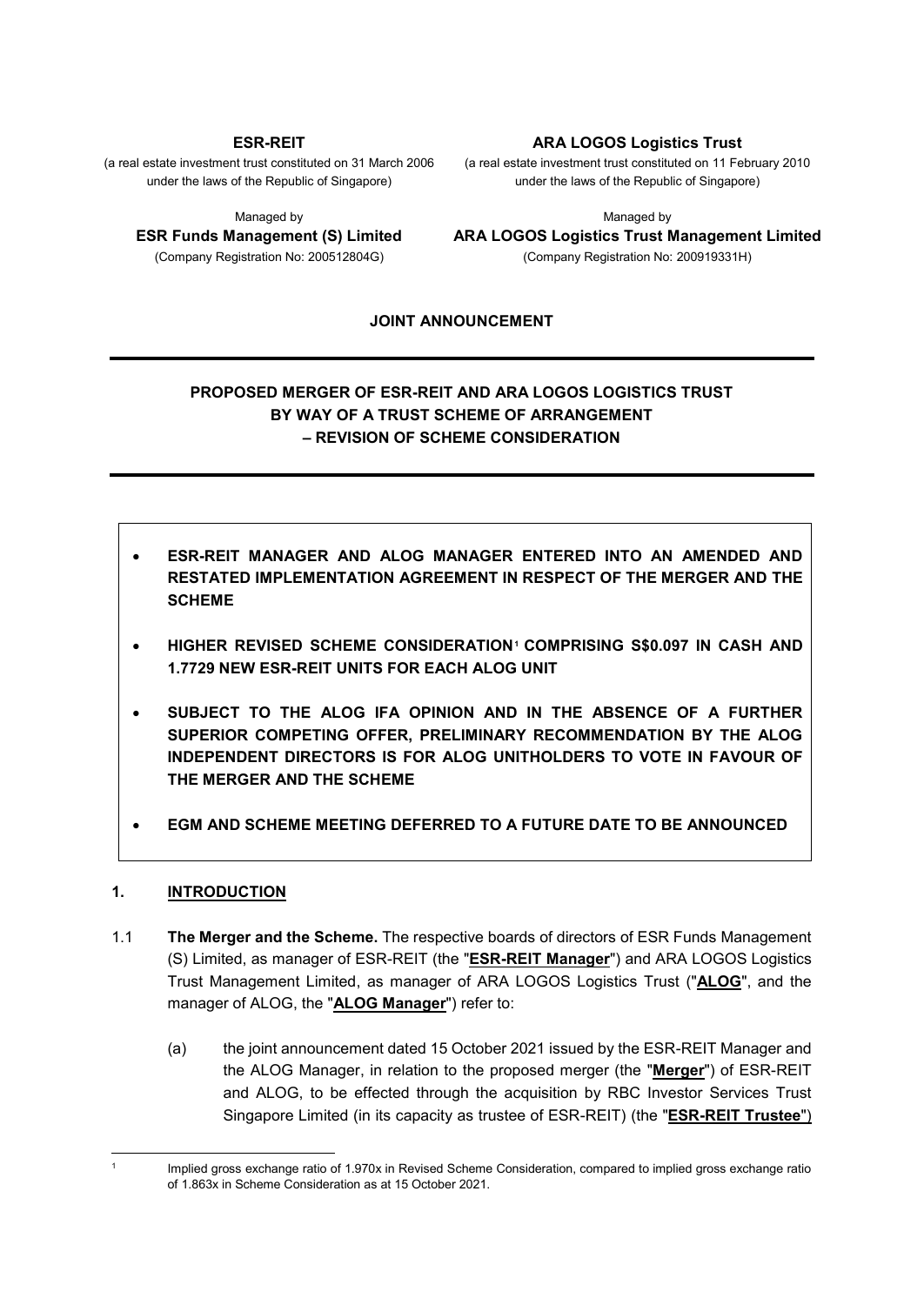**ESR-REIT**

(a real estate investment trust constituted on 31 March 2006 under the laws of the Republic of Singapore)

Managed by

**ESR Funds Management (S) Limited**

(Company Registration No: 200512804G)

**ARA LOGOS Logistics Trust**

(a real estate investment trust constituted on 11 February 2010 under the laws of the Republic of Singapore)

Managed by

**ARA LOGOS Logistics Trust Management Limited**

(Company Registration No: 200919331H)

**JOINT ANNOUNCEMENT**

# PROPOSED MERGER OF ESR-REIT AND ARA LOGOS LOGISTICS TRUST BY WAY OF A TRUST SCHEME OF ARRANGEMENT – REVISION OF SCHEME CONSIDERATION

- **ESR-REIT MANAGER AND ALOG MANAGER ENTERED INTO AN AMENDED AND RESTATED IMPLEMENTATION AGREEMENT IN RESPECT OF THE MERGER AND THE SCHEME**
- **HIGHER REVISED SCHEME CONSIDERATION[1] COMPRISING S$0.097 IN CASH AND 1.7729 NEW ESR-REIT UNITS FOR EACH ALOG UNIT**
- **SUBJECT TO THE ALOG IFA OPINION AND IN THE ABSENCE OF A FURTHER SUPERIOR COMPETING OFFER, PRELIMINARY RECOMMENDATION BY THE ALOG INDEPENDENT DIRECTORS IS FOR ALOG UNITHOLDERS TO VOTE IN FAVOUR OF THE MERGER AND THE SCHEME**
- **EGM AND SCHEME MEETING DEFERRED TO A FUTURE DATE TO BE ANNOUNCED**

## 1. INTRODUCTION

1.1 **The Merger and the Scheme.** The respective boards of directors of ESR Funds Management (S) Limited, as manager of ESR-REIT (the "**ESR-REIT Manager**") and ARA LOGOS Logistics Trust Management Limited, as manager of ARA LOGOS Logistics Trust ("**ALOG**", and the manager of ALOG, the "**ALOG Manager**") refer to:

(a) the joint announcement dated 15 October 2021 issued by the ESR-REIT Manager and the ALOG Manager, in relation to the proposed merger (the "**Merger**") of ESR-REIT and ALOG, to be effected through the acquisition by RBC Investor Services Trust Singapore Limited (in its capacity as trustee of ESR-REIT) (the "**ESR-REIT Trustee**")

---

[1] Implied gross exchange ratio of 1.970x in Revised Scheme Consideration, compared to implied gross exchange ratio of 1.863x in Scheme Consideration as at 15 October 2021.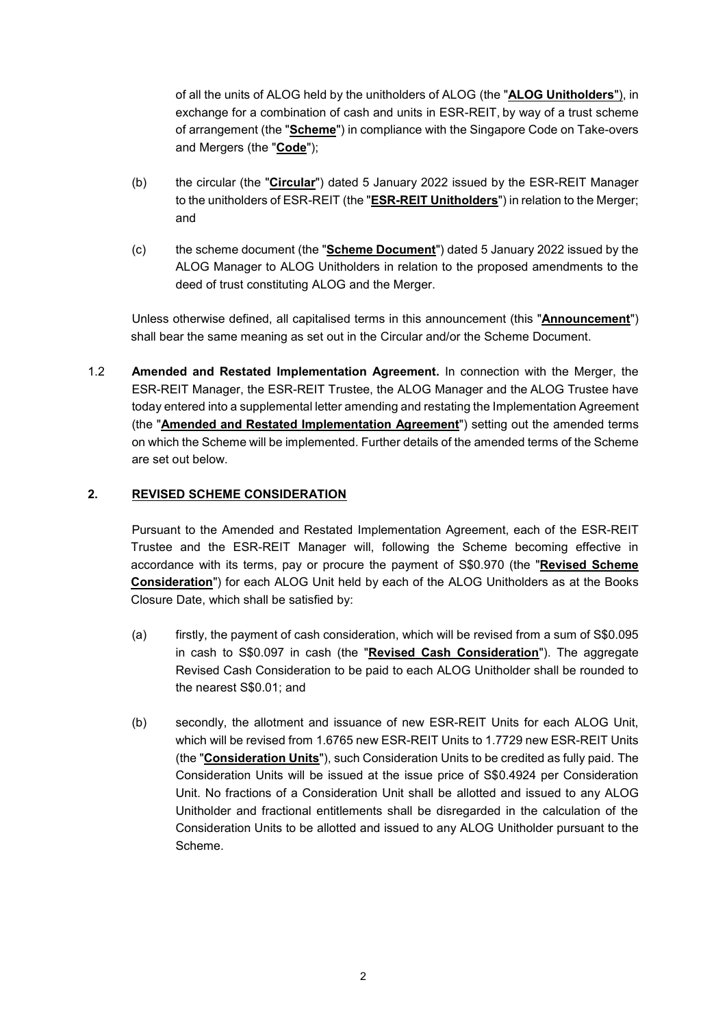of all the units of ALOG held by the unitholders of ALOG (the "**ALOG Unitholders**"), in exchange for a combination of cash and units in ESR-REIT, by way of a trust scheme of arrangement (the "**Scheme**") in compliance with the Singapore Code on Take-overs and Mergers (the "**Code**");

(b) the circular (the "**Circular**") dated 5 January 2022 issued by the ESR-REIT Manager to the unitholders of ESR-REIT (the "**ESR-REIT Unitholders**") in relation to the Merger; and

(c) the scheme document (the "**Scheme Document**") dated 5 January 2022 issued by the ALOG Manager to ALOG Unitholders in relation to the proposed amendments to the deed of trust constituting ALOG and the Merger.

Unless otherwise defined, all capitalised terms in this announcement (this "**Announcement**") shall bear the same meaning as set out in the Circular and/or the Scheme Document.

1.2 **Amended and Restated Implementation Agreement.** In connection with the Merger, the ESR-REIT Manager, the ESR-REIT Trustee, the ALOG Manager and the ALOG Trustee have today entered into a supplemental letter amending and restating the Implementation Agreement (the "**Amended and Restated Implementation Agreement**") setting out the amended terms on which the Scheme will be implemented. Further details of the amended terms of the Scheme are set out below.

## 2. REVISED SCHEME CONSIDERATION

Pursuant to the Amended and Restated Implementation Agreement, each of the ESR-REIT Trustee and the ESR-REIT Manager will, following the Scheme becoming effective in accordance with its terms, pay or procure the payment of S$0.970 (the "**Revised Scheme Consideration**") for each ALOG Unit held by each of the ALOG Unitholders as at the Books Closure Date, which shall be satisfied by:

(a) firstly, the payment of cash consideration, which will be revised from a sum of S$0.095 in cash to S$0.097 in cash (the "**Revised Cash Consideration**"). The aggregate Revised Cash Consideration to be paid to each ALOG Unitholder shall be rounded to the nearest S$0.01; and

(b) secondly, the allotment and issuance of new ESR-REIT Units for each ALOG Unit, which will be revised from 1.6765 new ESR-REIT Units to 1.7729 new ESR-REIT Units (the "**Consideration Units**"), such Consideration Units to be credited as fully paid. The Consideration Units will be issued at the issue price of S$0.4924 per Consideration Unit. No fractions of a Consideration Unit shall be allotted and issued to any ALOG Unitholder and fractional entitlements shall be disregarded in the calculation of the Consideration Units to be allotted and issued to any ALOG Unitholder pursuant to the Scheme.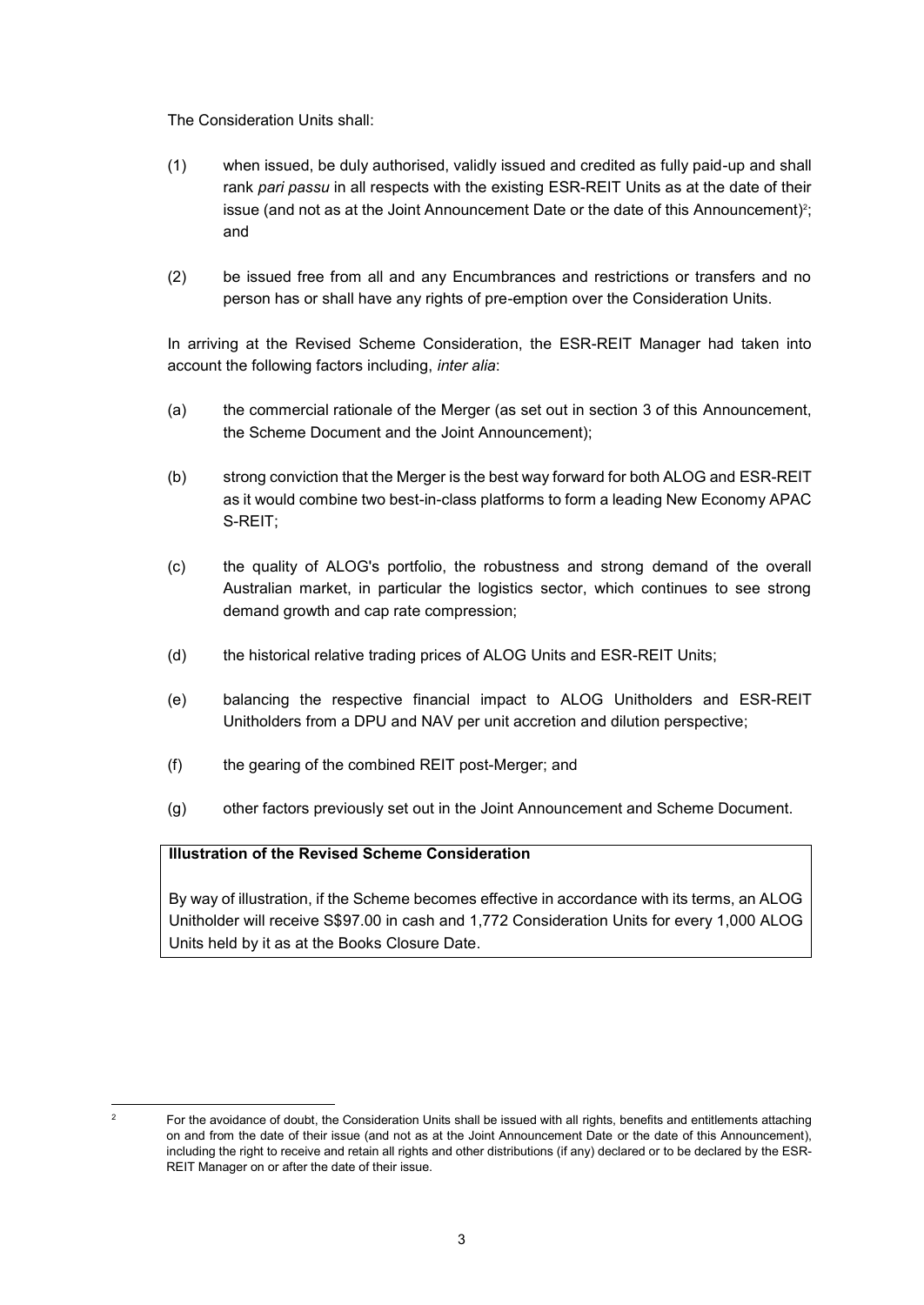The Consideration Units shall:

(1) when issued, be duly authorised, validly issued and credited as fully paid-up and shall rank *pari passu* in all respects with the existing ESR-REIT Units as at the date of their issue (and not as at the Joint Announcement Date or the date of this Announcement)[2]; and

(2) be issued free from all and any Encumbrances and restrictions or transfers and no person has or shall have any rights of pre-emption over the Consideration Units.

In arriving at the Revised Scheme Consideration, the ESR-REIT Manager had taken into account the following factors including, *inter alia*:

(a) the commercial rationale of the Merger (as set out in section 3 of this Announcement, the Scheme Document and the Joint Announcement);

(b) strong conviction that the Merger is the best way forward for both ALOG and ESR-REIT as it would combine two best-in-class platforms to form a leading New Economy APAC S-REIT;

(c) the quality of ALOG's portfolio, the robustness and strong demand of the overall Australian market, in particular the logistics sector, which continues to see strong demand growth and cap rate compression;

(d) the historical relative trading prices of ALOG Units and ESR-REIT Units;

(e) balancing the respective financial impact to ALOG Unitholders and ESR-REIT Unitholders from a DPU and NAV per unit accretion and dilution perspective;

(f) the gearing of the combined REIT post-Merger; and

(g) other factors previously set out in the Joint Announcement and Scheme Document.

**Illustration of the Revised Scheme Consideration**

By way of illustration, if the Scheme becomes effective in accordance with its terms, an ALOG Unitholder will receive S$97.00 in cash and 1,772 Consideration Units for every 1,000 ALOG Units held by it as at the Books Closure Date.

---

[2] For the avoidance of doubt, the Consideration Units shall be issued with all rights, benefits and entitlements attaching on and from the date of their issue (and not as at the Joint Announcement Date or the date of this Announcement), including the right to receive and retain all rights and other distributions (if any) declared or to be declared by the ESR-REIT Manager on or after the date of their issue.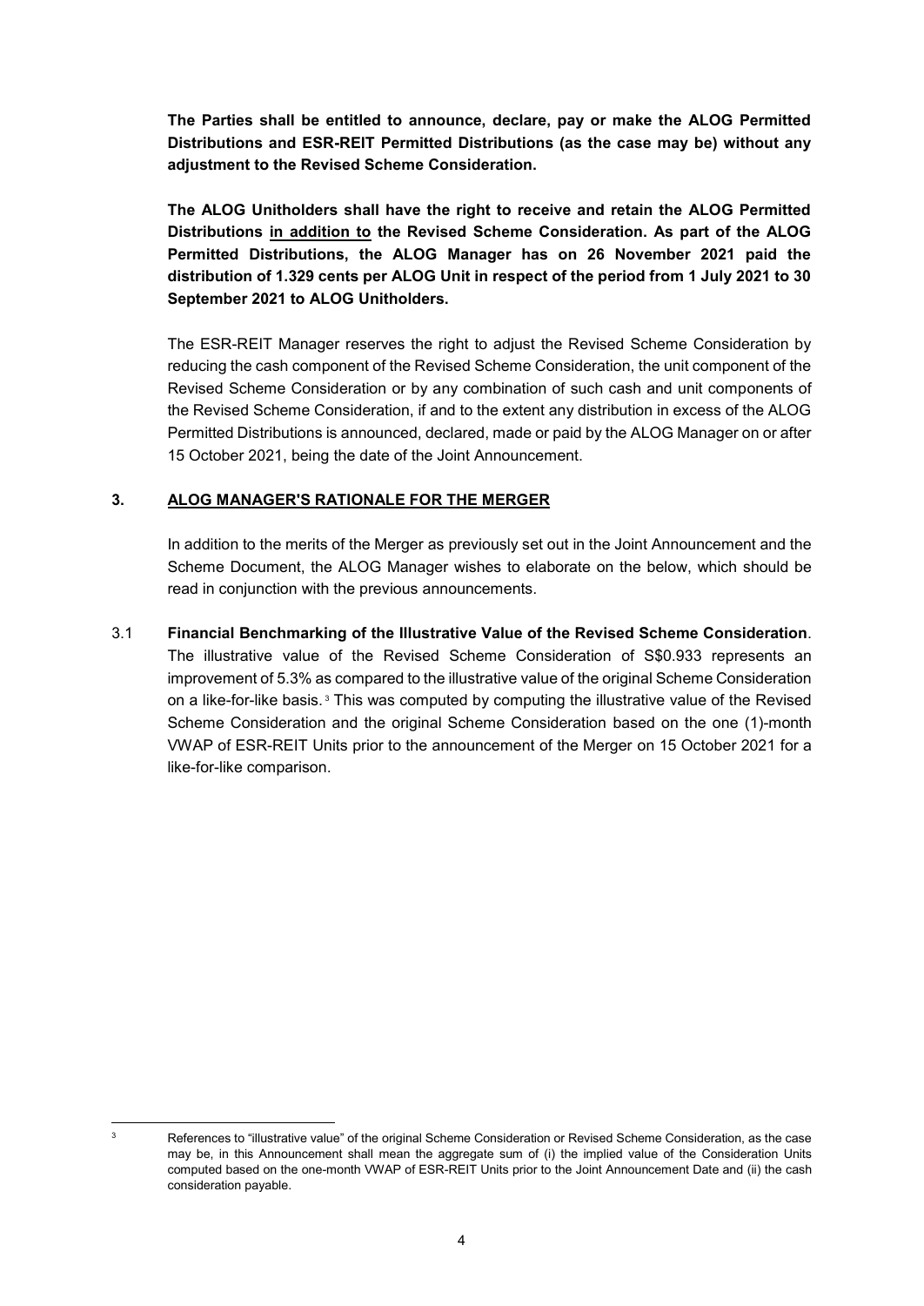**The Parties shall be entitled to announce, declare, pay or make the ALOG Permitted Distributions and ESR-REIT Permitted Distributions (as the case may be) without any adjustment to the Revised Scheme Consideration.**

**The ALOG Unitholders shall have the right to receive and retain the ALOG Permitted Distributions <u>in addition to</u> the Revised Scheme Consideration. As part of the ALOG Permitted Distributions, the ALOG Manager has on 26 November 2021 paid the distribution of 1.329 cents per ALOG Unit in respect of the period from 1 July 2021 to 30 September 2021 to ALOG Unitholders.**

The ESR-REIT Manager reserves the right to adjust the Revised Scheme Consideration by reducing the cash component of the Revised Scheme Consideration, the unit component of the Revised Scheme Consideration or by any combination of such cash and unit components of the Revised Scheme Consideration, if and to the extent any distribution in excess of the ALOG Permitted Distributions is announced, declared, made or paid by the ALOG Manager on or after 15 October 2021, being the date of the Joint Announcement.

## 3. <u>ALOG MANAGER'S RATIONALE FOR THE MERGER</u>

In addition to the merits of the Merger as previously set out in the Joint Announcement and the Scheme Document, the ALOG Manager wishes to elaborate on the below, which should be read in conjunction with the previous announcements.

3.1 **Financial Benchmarking of the Illustrative Value of the Revised Scheme Consideration**. The illustrative value of the Revised Scheme Consideration of S$0.933 represents an improvement of 5.3% as compared to the illustrative value of the original Scheme Consideration on a like-for-like basis.[3] This was computed by computing the illustrative value of the Revised Scheme Consideration and the original Scheme Consideration based on the one (1)-month VWAP of ESR-REIT Units prior to the announcement of the Merger on 15 October 2021 for a like-for-like comparison.

---

[3] References to "illustrative value" of the original Scheme Consideration or Revised Scheme Consideration, as the case may be, in this Announcement shall mean the aggregate sum of (i) the implied value of the Consideration Units computed based on the one-month VWAP of ESR-REIT Units prior to the Joint Announcement Date and (ii) the cash consideration payable.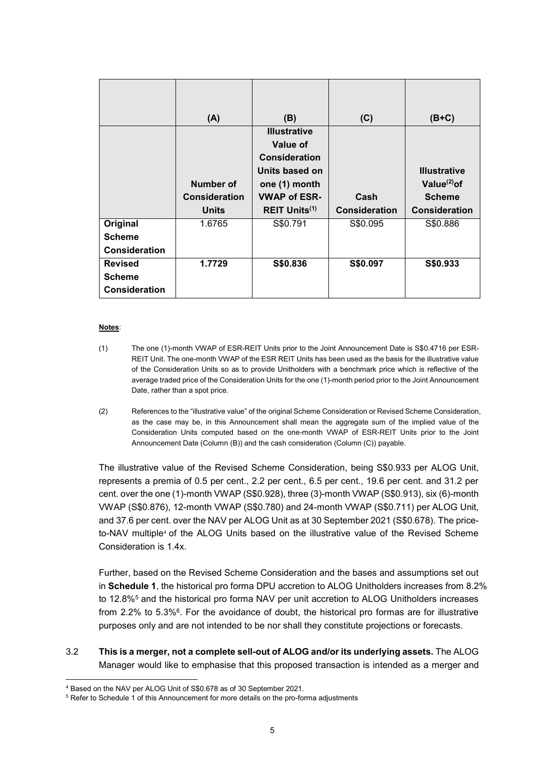| | (A) | (B) | (C) | (B+C) |
|---|---|---|---|---|
| | **Number of Consideration Units** | **Illustrative Value of Consideration Units based on one (1) month VWAP of ESR-REIT Units[(1)]** | **Cash Consideration** | **Illustrative Value[(2)] of Scheme Consideration** |
| **Original Scheme Consideration** | 1.6765 | S$0.791 | S$0.095 | S$0.886 |
| **Revised Scheme Consideration** | **1.7729** | **S$0.836** | **S$0.097** | **S$0.933** |

**Notes**:

(1) The one (1)-month VWAP of ESR-REIT Units prior to the Joint Announcement Date is S$0.4716 per ESR-REIT Unit. The one-month VWAP of the ESR REIT Units has been used as the basis for the illustrative value of the Consideration Units so as to provide Unitholders with a benchmark price which is reflective of the average traded price of the Consideration Units for the one (1)-month period prior to the Joint Announcement Date, rather than a spot price.

(2) References to the "illustrative value" of the original Scheme Consideration or Revised Scheme Consideration, as the case may be, in this Announcement shall mean the aggregate sum of the implied value of the Consideration Units computed based on the one-month VWAP of ESR-REIT Units prior to the Joint Announcement Date (Column (B)) and the cash consideration (Column (C)) payable.

The illustrative value of the Revised Scheme Consideration, being S$0.933 per ALOG Unit, represents a premia of 0.5 per cent., 2.2 per cent., 6.5 per cent., 19.6 per cent. and 31.2 per cent. over the one (1)-month VWAP (S$0.928), three (3)-month VWAP (S$0.913), six (6)-month VWAP (S$0.876), 12-month VWAP (S$0.780) and 24-month VWAP (S$0.711) per ALOG Unit, and 37.6 per cent. over the NAV per ALOG Unit as at 30 September 2021 (S$0.678). The price-to-NAV multiple[4] of the ALOG Units based on the illustrative value of the Revised Scheme Consideration is 1.4x.

Further, based on the Revised Scheme Consideration and the bases and assumptions set out in **Schedule 1**, the historical pro forma DPU accretion to ALOG Unitholders increases from 8.2% to 12.8%[5] and the historical pro forma NAV per unit accretion to ALOG Unitholders increases from 2.2% to 5.3%[6]. For the avoidance of doubt, the historical pro formas are for illustrative purposes only and are not intended to be nor shall they constitute projections or forecasts.

3.2 **This is a merger, not a complete sell-out of ALOG and/or its underlying assets.** The ALOG Manager would like to emphasise that this proposed transaction is intended as a merger and

[4] Based on the NAV per ALOG Unit of S$0.678 as of 30 September 2021.

[5] Refer to Schedule 1 of this Announcement for more details on the pro-forma adjustments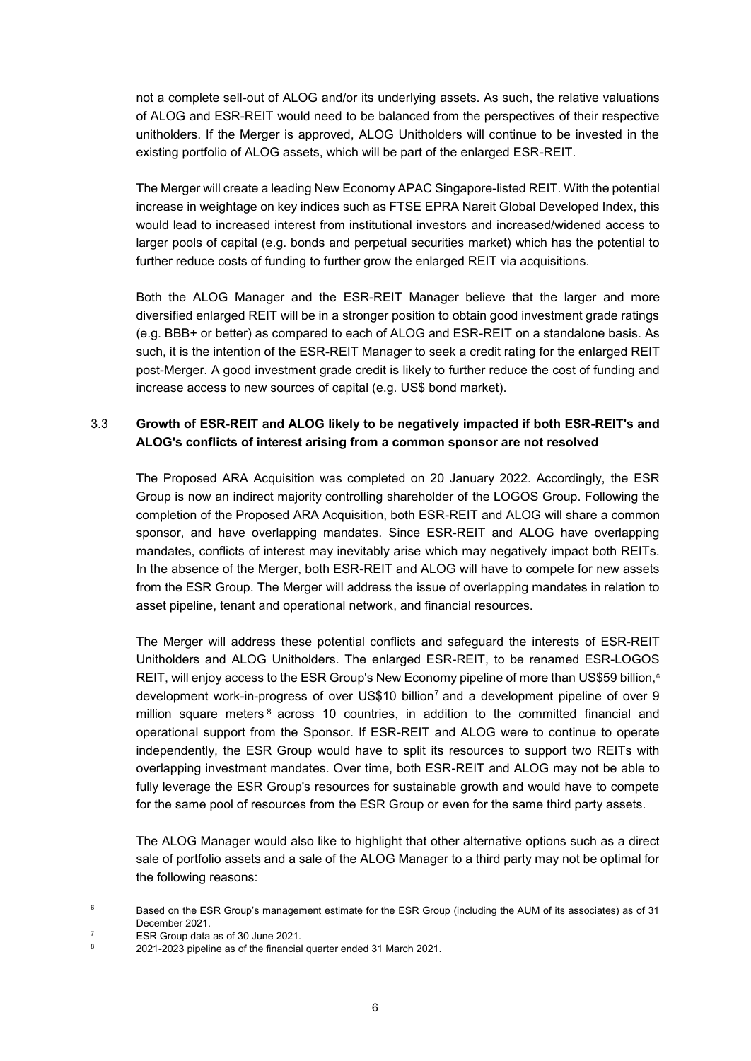not a complete sell-out of ALOG and/or its underlying assets. As such, the relative valuations of ALOG and ESR-REIT would need to be balanced from the perspectives of their respective unitholders. If the Merger is approved, ALOG Unitholders will continue to be invested in the existing portfolio of ALOG assets, which will be part of the enlarged ESR-REIT.

The Merger will create a leading New Economy APAC Singapore-listed REIT. With the potential increase in weightage on key indices such as FTSE EPRA Nareit Global Developed Index, this would lead to increased interest from institutional investors and increased/widened access to larger pools of capital (e.g. bonds and perpetual securities market) which has the potential to further reduce costs of funding to further grow the enlarged REIT via acquisitions.

Both the ALOG Manager and the ESR-REIT Manager believe that the larger and more diversified enlarged REIT will be in a stronger position to obtain good investment grade ratings (e.g. BBB+ or better) as compared to each of ALOG and ESR-REIT on a standalone basis. As such, it is the intention of the ESR-REIT Manager to seek a credit rating for the enlarged REIT post-Merger. A good investment grade credit is likely to further reduce the cost of funding and increase access to new sources of capital (e.g. US$ bond market).

### 3.3 Growth of ESR-REIT and ALOG likely to be negatively impacted if both ESR-REIT's and ALOG's conflicts of interest arising from a common sponsor are not resolved

The Proposed ARA Acquisition was completed on 20 January 2022. Accordingly, the ESR Group is now an indirect majority controlling shareholder of the LOGOS Group. Following the completion of the Proposed ARA Acquisition, both ESR-REIT and ALOG will share a common sponsor, and have overlapping mandates. Since ESR-REIT and ALOG have overlapping mandates, conflicts of interest may inevitably arise which may negatively impact both REITs. In the absence of the Merger, both ESR-REIT and ALOG will have to compete for new assets from the ESR Group. The Merger will address the issue of overlapping mandates in relation to asset pipeline, tenant and operational network, and financial resources.

The Merger will address these potential conflicts and safeguard the interests of ESR-REIT Unitholders and ALOG Unitholders. The enlarged ESR-REIT, to be renamed ESR-LOGOS REIT, will enjoy access to the ESR Group's New Economy pipeline of more than US$59 billion,[6] development work-in-progress of over US$10 billion[7] and a development pipeline of over 9 million square meters[8] across 10 countries, in addition to the committed financial and operational support from the Sponsor. If ESR-REIT and ALOG were to continue to operate independently, the ESR Group would have to split its resources to support two REITs with overlapping investment mandates. Over time, both ESR-REIT and ALOG may not be able to fully leverage the ESR Group's resources for sustainable growth and would have to compete for the same pool of resources from the ESR Group or even for the same third party assets.

The ALOG Manager would also like to highlight that other alternative options such as a direct sale of portfolio assets and a sale of the ALOG Manager to a third party may not be optimal for the following reasons:

---

[6] Based on the ESR Group's management estimate for the ESR Group (including the AUM of its associates) as of 31 December 2021.

[7] ESR Group data as of 30 June 2021.

[8] 2021-2023 pipeline as of the financial quarter ended 31 March 2021.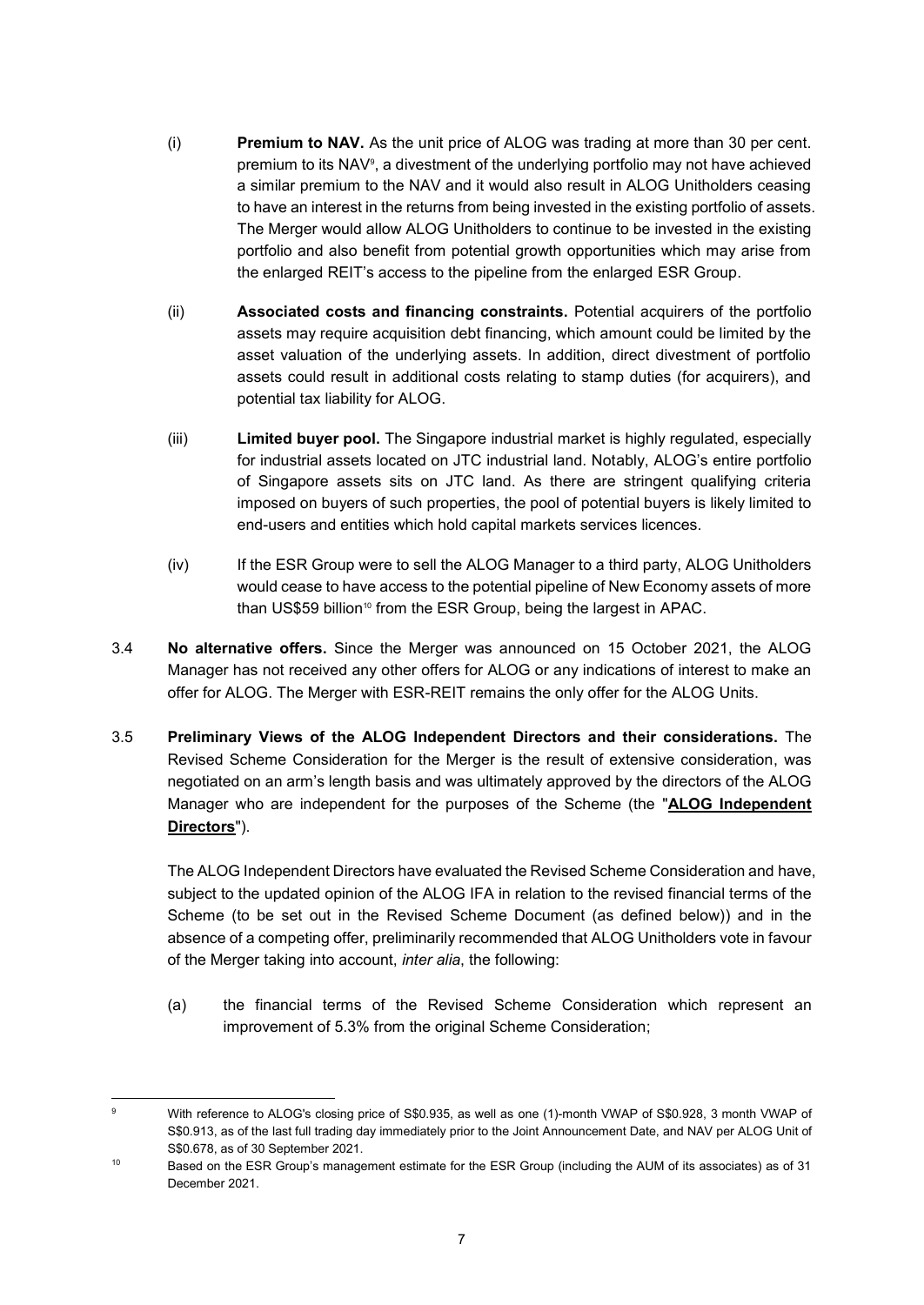(i) **Premium to NAV.** As the unit price of ALOG was trading at more than 30 per cent. premium to its NAV[9], a divestment of the underlying portfolio may not have achieved a similar premium to the NAV and it would also result in ALOG Unitholders ceasing to have an interest in the returns from being invested in the existing portfolio of assets. The Merger would allow ALOG Unitholders to continue to be invested in the existing portfolio and also benefit from potential growth opportunities which may arise from the enlarged REIT's access to the pipeline from the enlarged ESR Group.

(ii) **Associated costs and financing constraints.** Potential acquirers of the portfolio assets may require acquisition debt financing, which amount could be limited by the asset valuation of the underlying assets. In addition, direct divestment of portfolio assets could result in additional costs relating to stamp duties (for acquirers), and potential tax liability for ALOG.

(iii) **Limited buyer pool.** The Singapore industrial market is highly regulated, especially for industrial assets located on JTC industrial land. Notably, ALOG's entire portfolio of Singapore assets sits on JTC land. As there are stringent qualifying criteria imposed on buyers of such properties, the pool of potential buyers is likely limited to end-users and entities which hold capital markets services licences.

(iv) If the ESR Group were to sell the ALOG Manager to a third party, ALOG Unitholders would cease to have access to the potential pipeline of New Economy assets of more than US$59 billion[10] from the ESR Group, being the largest in APAC.

3.4 **No alternative offers.** Since the Merger was announced on 15 October 2021, the ALOG Manager has not received any other offers for ALOG or any indications of interest to make an offer for ALOG. The Merger with ESR-REIT remains the only offer for the ALOG Units.

3.5 **Preliminary Views of the ALOG Independent Directors and their considerations.** The Revised Scheme Consideration for the Merger is the result of extensive consideration, was negotiated on an arm's length basis and was ultimately approved by the directors of the ALOG Manager who are independent for the purposes of the Scheme (the "**ALOG Independent Directors**").

The ALOG Independent Directors have evaluated the Revised Scheme Consideration and have, subject to the updated opinion of the ALOG IFA in relation to the revised financial terms of the Scheme (to be set out in the Revised Scheme Document (as defined below)) and in the absence of a competing offer, preliminarily recommended that ALOG Unitholders vote in favour of the Merger taking into account, *inter alia*, the following:

(a) the financial terms of the Revised Scheme Consideration which represent an improvement of 5.3% from the original Scheme Consideration;

---

[9] With reference to ALOG's closing price of S$0.935, as well as one (1)-month VWAP of S$0.928, 3 month VWAP of S$0.913, as of the last full trading day immediately prior to the Joint Announcement Date, and NAV per ALOG Unit of S$0.678, as of 30 September 2021.

[10] Based on the ESR Group's management estimate for the ESR Group (including the AUM of its associates) as of 31 December 2021.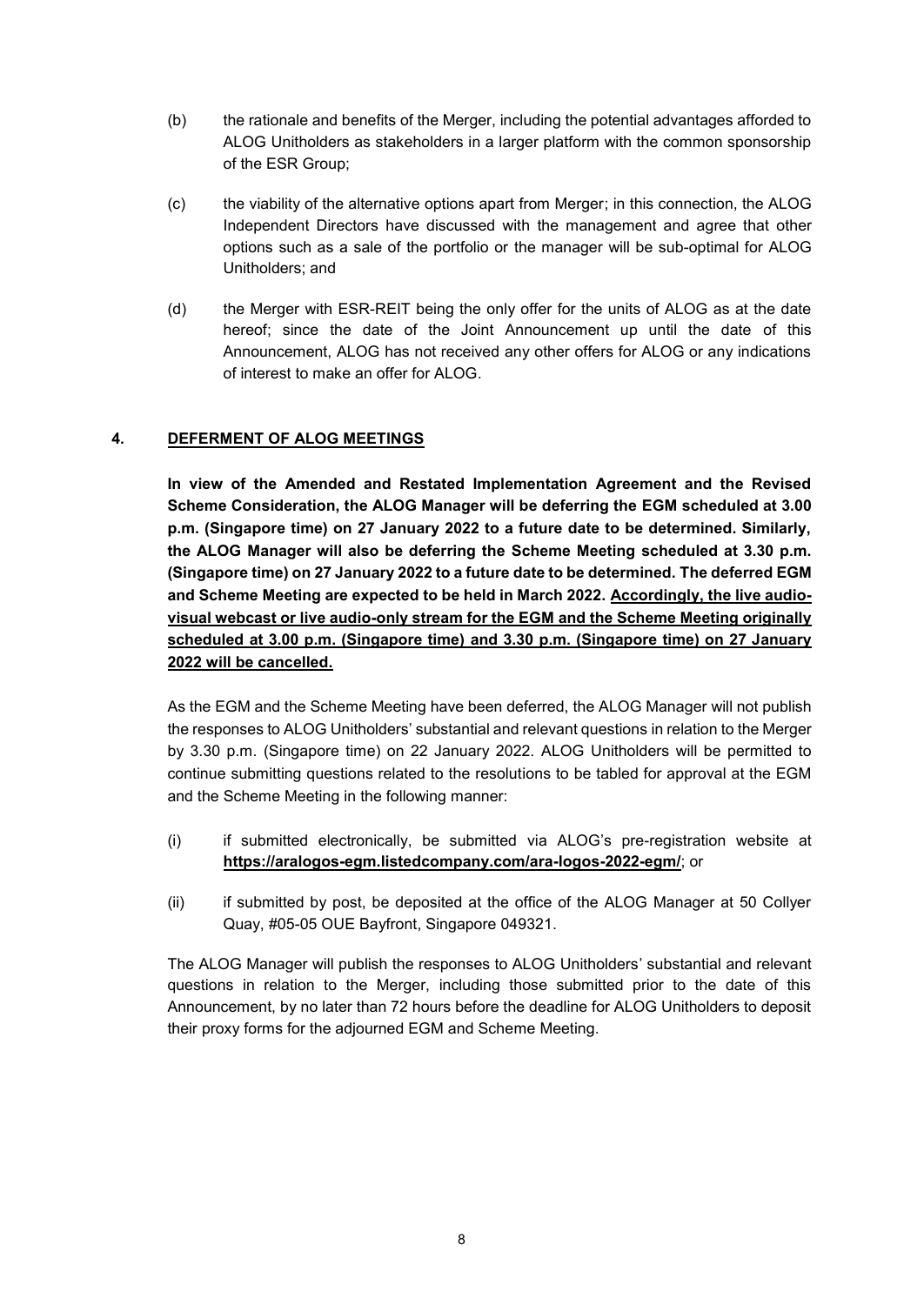(b) the rationale and benefits of the Merger, including the potential advantages afforded to ALOG Unitholders as stakeholders in a larger platform with the common sponsorship of the ESR Group;

(c) the viability of the alternative options apart from Merger; in this connection, the ALOG Independent Directors have discussed with the management and agree that other options such as a sale of the portfolio or the manager will be sub-optimal for ALOG Unitholders; and

(d) the Merger with ESR-REIT being the only offer for the units of ALOG as at the date hereof; since the date of the Joint Announcement up until the date of this Announcement, ALOG has not received any other offers for ALOG or any indications of interest to make an offer for ALOG.

## 4. DEFERMENT OF ALOG MEETINGS

**In view of the Amended and Restated Implementation Agreement and the Revised Scheme Consideration, the ALOG Manager will be deferring the EGM scheduled at 3.00 p.m. (Singapore time) on 27 January 2022 to a future date to be determined. Similarly, the ALOG Manager will also be deferring the Scheme Meeting scheduled at 3.30 p.m. (Singapore time) on 27 January 2022 to a future date to be determined. The deferred EGM and Scheme Meeting are expected to be held in March 2022. <u>Accordingly, the live audio-visual webcast or live audio-only stream for the EGM and the Scheme Meeting originally scheduled at 3.00 p.m. (Singapore time) and 3.30 p.m. (Singapore time) on 27 January 2022 will be cancelled.</u>**

As the EGM and the Scheme Meeting have been deferred, the ALOG Manager will not publish the responses to ALOG Unitholders' substantial and relevant questions in relation to the Merger by 3.30 p.m. (Singapore time) on 22 January 2022. ALOG Unitholders will be permitted to continue submitting questions related to the resolutions to be tabled for approval at the EGM and the Scheme Meeting in the following manner:

(i) if submitted electronically, be submitted via ALOG's pre-registration website at **https://aralogos-egm.listedcompany.com/ara-logos-2022-egm/**; or

(ii) if submitted by post, be deposited at the office of the ALOG Manager at 50 Collyer Quay, #05-05 OUE Bayfront, Singapore 049321.

The ALOG Manager will publish the responses to ALOG Unitholders' substantial and relevant questions in relation to the Merger, including those submitted prior to the date of this Announcement, by no later than 72 hours before the deadline for ALOG Unitholders to deposit their proxy forms for the adjourned EGM and Scheme Meeting.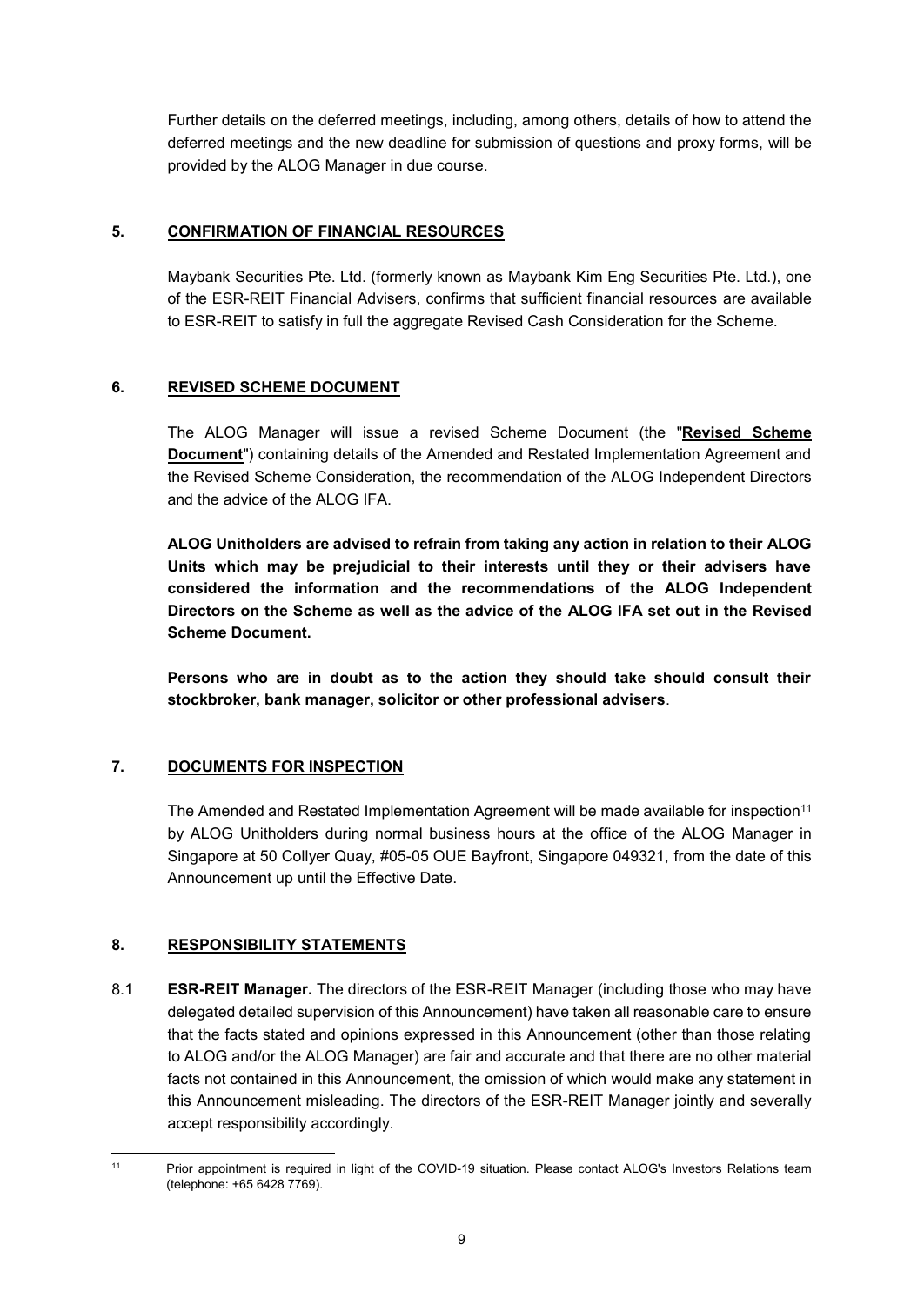Further details on the deferred meetings, including, among others, details of how to attend the deferred meetings and the new deadline for submission of questions and proxy forms, will be provided by the ALOG Manager in due course.

## 5. CONFIRMATION OF FINANCIAL RESOURCES

Maybank Securities Pte. Ltd. (formerly known as Maybank Kim Eng Securities Pte. Ltd.), one of the ESR-REIT Financial Advisers, confirms that sufficient financial resources are available to ESR-REIT to satisfy in full the aggregate Revised Cash Consideration for the Scheme.

## 6. REVISED SCHEME DOCUMENT

The ALOG Manager will issue a revised Scheme Document (the "**Revised Scheme Document**") containing details of the Amended and Restated Implementation Agreement and the Revised Scheme Consideration, the recommendation of the ALOG Independent Directors and the advice of the ALOG IFA.

**ALOG Unitholders are advised to refrain from taking any action in relation to their ALOG Units which may be prejudicial to their interests until they or their advisers have considered the information and the recommendations of the ALOG Independent Directors on the Scheme as well as the advice of the ALOG IFA set out in the Revised Scheme Document.**

**Persons who are in doubt as to the action they should take should consult their stockbroker, bank manager, solicitor or other professional advisers**.

## 7. DOCUMENTS FOR INSPECTION

The Amended and Restated Implementation Agreement will be made available for inspection[11] by ALOG Unitholders during normal business hours at the office of the ALOG Manager in Singapore at 50 Collyer Quay, #05-05 OUE Bayfront, Singapore 049321, from the date of this Announcement up until the Effective Date.

## 8. RESPONSIBILITY STATEMENTS

8.1 **ESR-REIT Manager.** The directors of the ESR-REIT Manager (including those who may have delegated detailed supervision of this Announcement) have taken all reasonable care to ensure that the facts stated and opinions expressed in this Announcement (other than those relating to ALOG and/or the ALOG Manager) are fair and accurate and that there are no other material facts not contained in this Announcement, the omission of which would make any statement in this Announcement misleading. The directors of the ESR-REIT Manager jointly and severally accept responsibility accordingly.

---

[11] Prior appointment is required in light of the COVID-19 situation. Please contact ALOG's Investors Relations team (telephone: +65 6428 7769).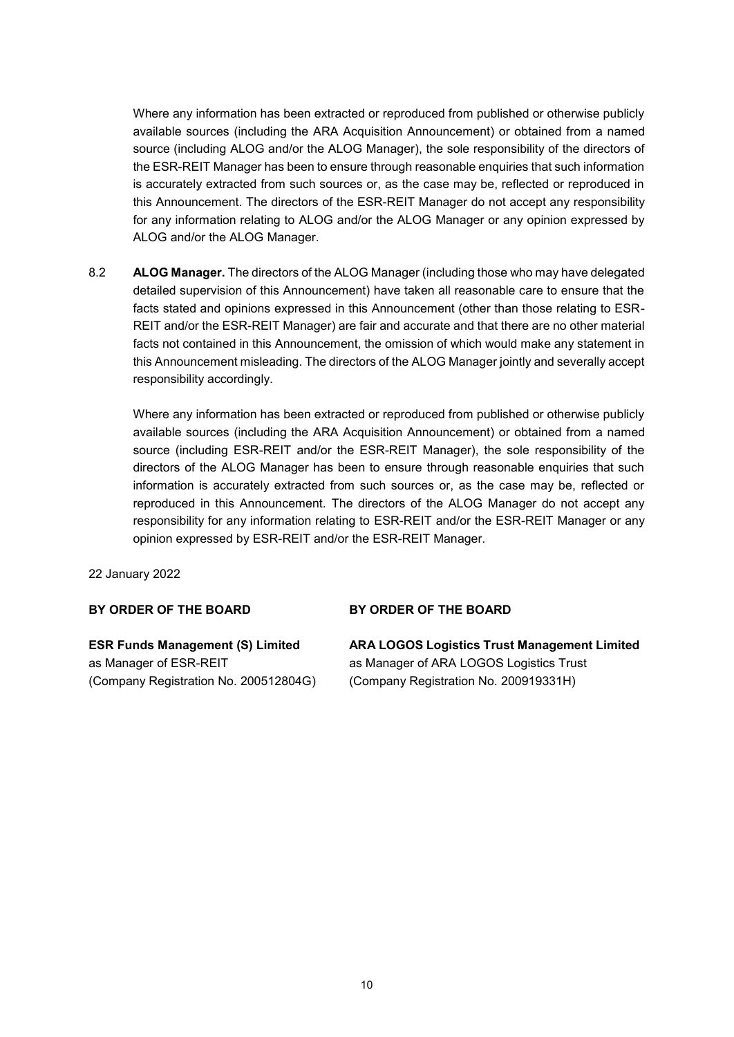Where any information has been extracted or reproduced from published or otherwise publicly available sources (including the ARA Acquisition Announcement) or obtained from a named source (including ALOG and/or the ALOG Manager), the sole responsibility of the directors of the ESR-REIT Manager has been to ensure through reasonable enquiries that such information is accurately extracted from such sources or, as the case may be, reflected or reproduced in this Announcement. The directors of the ESR-REIT Manager do not accept any responsibility for any information relating to ALOG and/or the ALOG Manager or any opinion expressed by ALOG and/or the ALOG Manager.

8.2 **ALOG Manager.** The directors of the ALOG Manager (including those who may have delegated detailed supervision of this Announcement) have taken all reasonable care to ensure that the facts stated and opinions expressed in this Announcement (other than those relating to ESR-REIT and/or the ESR-REIT Manager) are fair and accurate and that there are no other material facts not contained in this Announcement, the omission of which would make any statement in this Announcement misleading. The directors of the ALOG Manager jointly and severally accept responsibility accordingly.

Where any information has been extracted or reproduced from published or otherwise publicly available sources (including the ARA Acquisition Announcement) or obtained from a named source (including ESR-REIT and/or the ESR-REIT Manager), the sole responsibility of the directors of the ALOG Manager has been to ensure through reasonable enquiries that such information is accurately extracted from such sources or, as the case may be, reflected or reproduced in this Announcement. The directors of the ALOG Manager do not accept any responsibility for any information relating to ESR-REIT and/or the ESR-REIT Manager or any opinion expressed by ESR-REIT and/or the ESR-REIT Manager.

22 January 2022

**BY ORDER OF THE BOARD**

**ESR Funds Management (S) Limited**
as Manager of ESR-REIT
(Company Registration No. 200512804G)

**BY ORDER OF THE BOARD**

**ARA LOGOS Logistics Trust Management Limited**
as Manager of ARA LOGOS Logistics Trust
(Company Registration No. 200919331H)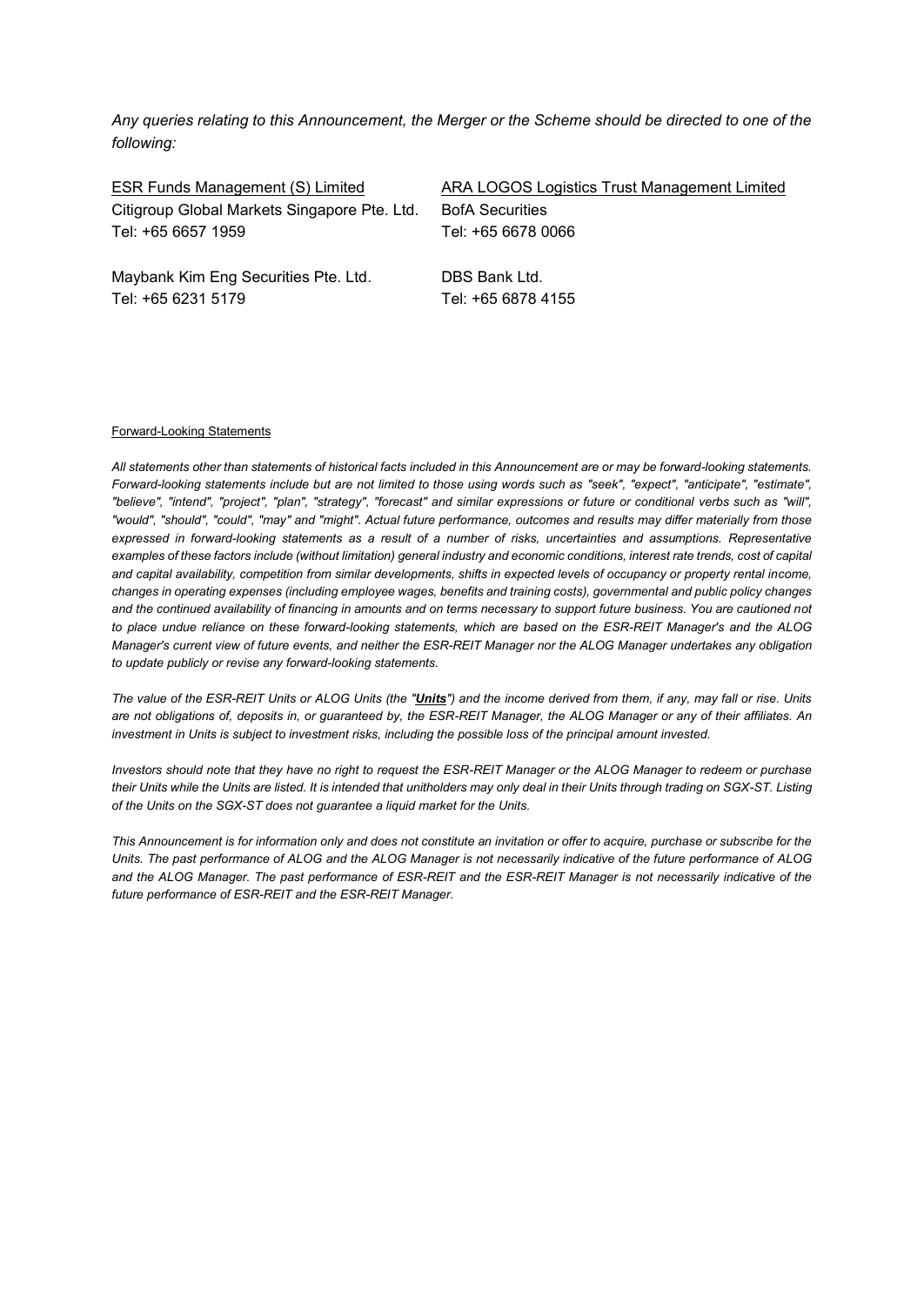*Any queries relating to this Announcement, the Merger or the Scheme should be directed to one of the following:*

| ESR Funds Management (S) Limited | ARA LOGOS Logistics Trust Management Limited |
|---|---|
| Citigroup Global Markets Singapore Pte. Ltd. | BofA Securities |
| Tel: +65 6657 1959 | Tel: +65 6678 0066 |
| | |
| Maybank Kim Eng Securities Pte. Ltd. | DBS Bank Ltd. |
| Tel: +65 6231 5179 | Tel: +65 6878 4155 |

Forward-Looking Statements

*All statements other than statements of historical facts included in this Announcement are or may be forward-looking statements. Forward-looking statements include but are not limited to those using words such as "seek", "expect", "anticipate", "estimate", "believe", "intend", "project", "plan", "strategy", "forecast" and similar expressions or future or conditional verbs such as "will", "would", "should", "could", "may" and "might". Actual future performance, outcomes and results may differ materially from those expressed in forward-looking statements as a result of a number of risks, uncertainties and assumptions. Representative examples of these factors include (without limitation) general industry and economic conditions, interest rate trends, cost of capital and capital availability, competition from similar developments, shifts in expected levels of occupancy or property rental income, changes in operating expenses (including employee wages, benefits and training costs), governmental and public policy changes and the continued availability of financing in amounts and on terms necessary to support future business. You are cautioned not to place undue reliance on these forward-looking statements, which are based on the ESR-REIT Manager's and the ALOG Manager's current view of future events, and neither the ESR-REIT Manager nor the ALOG Manager undertakes any obligation to update publicly or revise any forward-looking statements.*

*The value of the ESR-REIT Units or ALOG Units (the "**Units**") and the income derived from them, if any, may fall or rise. Units are not obligations of, deposits in, or guaranteed by, the ESR-REIT Manager, the ALOG Manager or any of their affiliates. An investment in Units is subject to investment risks, including the possible loss of the principal amount invested.*

*Investors should note that they have no right to request the ESR-REIT Manager or the ALOG Manager to redeem or purchase their Units while the Units are listed. It is intended that unitholders may only deal in their Units through trading on SGX-ST. Listing of the Units on the SGX-ST does not guarantee a liquid market for the Units.*

*This Announcement is for information only and does not constitute an invitation or offer to acquire, purchase or subscribe for the Units. The past performance of ALOG and the ALOG Manager is not necessarily indicative of the future performance of ALOG and the ALOG Manager. The past performance of ESR-REIT and the ESR-REIT Manager is not necessarily indicative of the future performance of ESR-REIT and the ESR-REIT Manager.*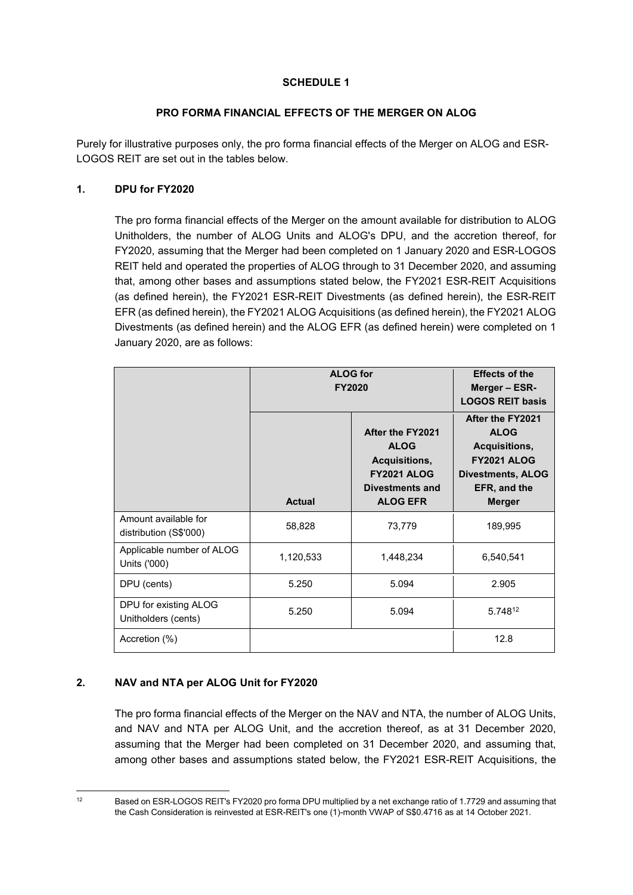**SCHEDULE 1**

**PRO FORMA FINANCIAL EFFECTS OF THE MERGER ON ALOG**

Purely for illustrative purposes only, the pro forma financial effects of the Merger on ALOG and ESR-LOGOS REIT are set out in the tables below.

**1. DPU for FY2020**

The pro forma financial effects of the Merger on the amount available for distribution to ALOG Unitholders, the number of ALOG Units and ALOG's DPU, and the accretion thereof, for FY2020, assuming that the Merger had been completed on 1 January 2020 and ESR-LOGOS REIT held and operated the properties of ALOG through to 31 December 2020, and assuming that, among other bases and assumptions stated below, the FY2021 ESR-REIT Acquisitions (as defined herein), the FY2021 ESR-REIT Divestments (as defined herein), the ESR-REIT EFR (as defined herein), the FY2021 ALOG Acquisitions (as defined herein), the FY2021 ALOG Divestments (as defined herein) and the ALOG EFR (as defined herein) were completed on 1 January 2020, are as follows:

| | **ALOG for FY2020** | | **Effects of the Merger – ESR-LOGOS REIT basis** |
|---|---|---|---|
| | **Actual** | **After the FY2021 ALOG Acquisitions, FY2021 ALOG Divestments and ALOG EFR** | **After the FY2021 ALOG Acquisitions, FY2021 ALOG Divestments, ALOG EFR, and the Merger** |
| Amount available for distribution (S$'000) | 58,828 | 73,779 | 189,995 |
| Applicable number of ALOG Units ('000) | 1,120,533 | 1,448,234 | 6,540,541 |
| DPU (cents) | 5.250 | 5.094 | 2.905 |
| DPU for existing ALOG Unitholders (cents) | 5.250 | 5.094 | 5.748[12] |
| Accretion (%) | | | 12.8 |

**2. NAV and NTA per ALOG Unit for FY2020**

The pro forma financial effects of the Merger on the NAV and NTA, the number of ALOG Units, and NAV and NTA per ALOG Unit, and the accretion thereof, as at 31 December 2020, assuming that the Merger had been completed on 31 December 2020, and assuming that, among other bases and assumptions stated below, the FY2021 ESR-REIT Acquisitions, the

[12] Based on ESR-LOGOS REIT's FY2020 pro forma DPU multiplied by a net exchange ratio of 1.7729 and assuming that the Cash Consideration is reinvested at ESR-REIT's one (1)-month VWAP of S$0.4716 as at 14 October 2021.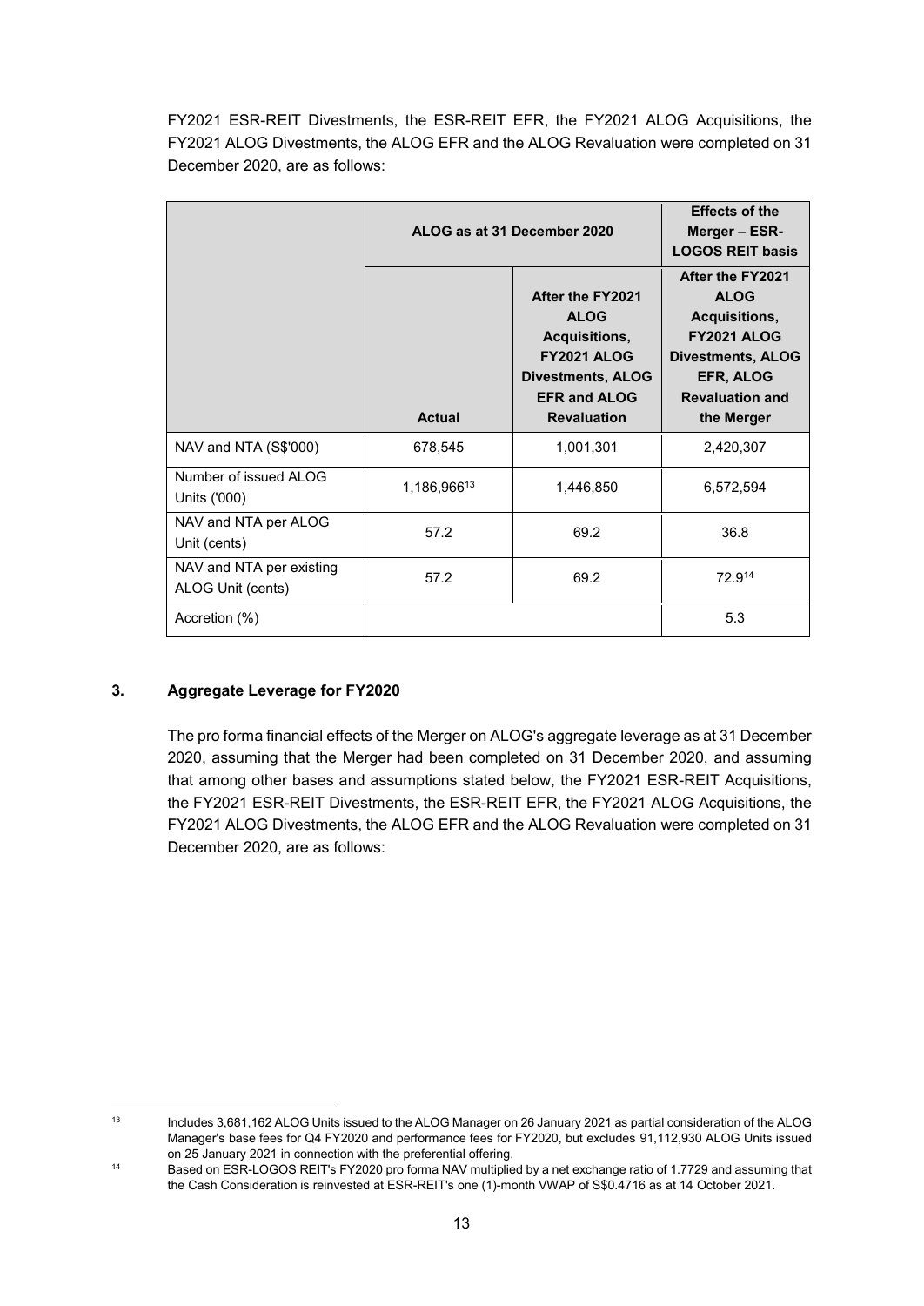FY2021 ESR-REIT Divestments, the ESR-REIT EFR, the FY2021 ALOG Acquisitions, the FY2021 ALOG Divestments, the ALOG EFR and the ALOG Revaluation were completed on 31 December 2020, are as follows:

| | ALOG as at 31 December 2020 | | Effects of the Merger – ESR-LOGOS REIT basis |
|---|---|---|---|
| | **Actual** | **After the FY2021 ALOG Acquisitions, FY2021 ALOG Divestments, ALOG EFR and ALOG Revaluation** | **After the FY2021 ALOG Acquisitions, FY2021 ALOG Divestments, ALOG EFR, ALOG Revaluation and the Merger** |
| NAV and NTA (S$'000) | 678,545 | 1,001,301 | 2,420,307 |
| Number of issued ALOG Units ('000) | 1,186,966[13] | 1,446,850 | 6,572,594 |
| NAV and NTA per ALOG Unit (cents) | 57.2 | 69.2 | 36.8 |
| NAV and NTA per existing ALOG Unit (cents) | 57.2 | 69.2 | 72.9[14] |
| Accretion (%) | | | 5.3 |

## 3. Aggregate Leverage for FY2020

The pro forma financial effects of the Merger on ALOG's aggregate leverage as at 31 December 2020, assuming that the Merger had been completed on 31 December 2020, and assuming that among other bases and assumptions stated below, the FY2021 ESR-REIT Acquisitions, the FY2021 ESR-REIT Divestments, the ESR-REIT EFR, the FY2021 ALOG Acquisitions, the FY2021 ALOG Divestments, the ALOG EFR and the ALOG Revaluation were completed on 31 December 2020, are as follows:

---

[13] Includes 3,681,162 ALOG Units issued to the ALOG Manager on 26 January 2021 as partial consideration of the ALOG Manager's base fees for Q4 FY2020 and performance fees for FY2020, but excludes 91,112,930 ALOG Units issued on 25 January 2021 in connection with the preferential offering.

[14] Based on ESR-LOGOS REIT's FY2020 pro forma NAV multiplied by a net exchange ratio of 1.7729 and assuming that the Cash Consideration is reinvested at ESR-REIT's one (1)-month VWAP of S$0.4716 as at 14 October 2021.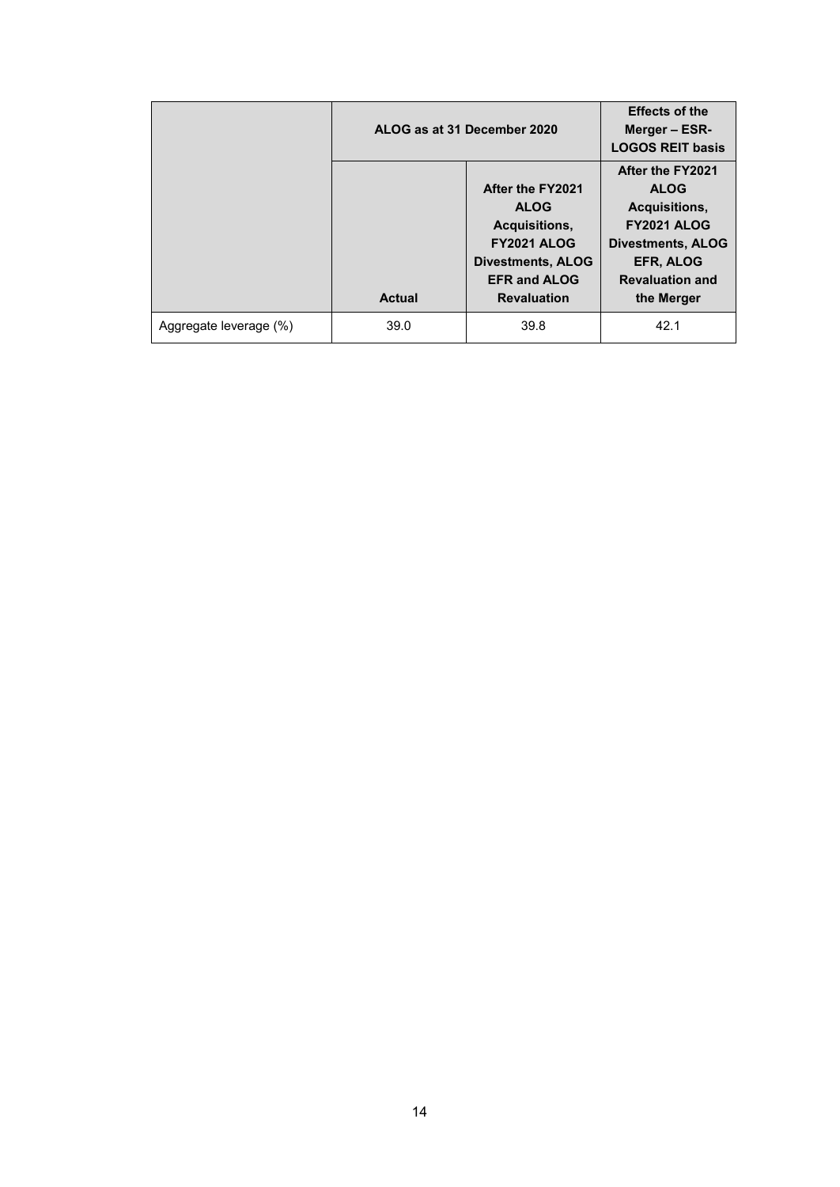| | ALOG as at 31 December 2020 | | Effects of the Merger – ESR-LOGOS REIT basis |
|---|---|---|---|
| | **Actual** | **After the FY2021 ALOG Acquisitions, FY2021 ALOG Divestments, ALOG EFR and ALOG Revaluation** | **After the FY2021 ALOG Acquisitions, FY2021 ALOG Divestments, ALOG EFR, ALOG Revaluation and the Merger** |
| Aggregate leverage (%) | 39.0 | 39.8 | 42.1 |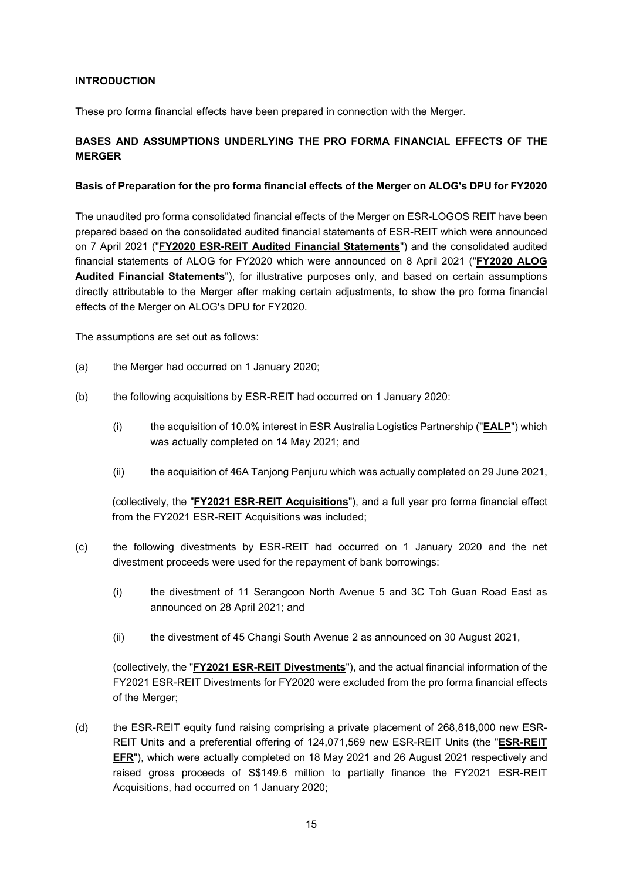**INTRODUCTION**

These pro forma financial effects have been prepared in connection with the Merger.

**BASES AND ASSUMPTIONS UNDERLYING THE PRO FORMA FINANCIAL EFFECTS OF THE MERGER**

**Basis of Preparation for the pro forma financial effects of the Merger on ALOG's DPU for FY2020**

The unaudited pro forma consolidated financial effects of the Merger on ESR-LOGOS REIT have been prepared based on the consolidated audited financial statements of ESR-REIT which were announced on 7 April 2021 ("**FY2020 ESR-REIT Audited Financial Statements**") and the consolidated audited financial statements of ALOG for FY2020 which were announced on 8 April 2021 ("**FY2020 ALOG Audited Financial Statements**"), for illustrative purposes only, and based on certain assumptions directly attributable to the Merger after making certain adjustments, to show the pro forma financial effects of the Merger on ALOG's DPU for FY2020.

The assumptions are set out as follows:

(a) the Merger had occurred on 1 January 2020;

(b) the following acquisitions by ESR-REIT had occurred on 1 January 2020:

   (i) the acquisition of 10.0% interest in ESR Australia Logistics Partnership ("**EALP**") which was actually completed on 14 May 2021; and

   (ii) the acquisition of 46A Tanjong Penjuru which was actually completed on 29 June 2021,

   (collectively, the "**FY2021 ESR-REIT Acquisitions**"), and a full year pro forma financial effect from the FY2021 ESR-REIT Acquisitions was included;

(c) the following divestments by ESR-REIT had occurred on 1 January 2020 and the net divestment proceeds were used for the repayment of bank borrowings:

   (i) the divestment of 11 Serangoon North Avenue 5 and 3C Toh Guan Road East as announced on 28 April 2021; and

   (ii) the divestment of 45 Changi South Avenue 2 as announced on 30 August 2021,

   (collectively, the "**FY2021 ESR-REIT Divestments**"), and the actual financial information of the FY2021 ESR-REIT Divestments for FY2020 were excluded from the pro forma financial effects of the Merger;

(d) the ESR-REIT equity fund raising comprising a private placement of 268,818,000 new ESR-REIT Units and a preferential offering of 124,071,569 new ESR-REIT Units (the "**ESR-REIT EFR**"), which were actually completed on 18 May 2021 and 26 August 2021 respectively and raised gross proceeds of S$149.6 million to partially finance the FY2021 ESR-REIT Acquisitions, had occurred on 1 January 2020;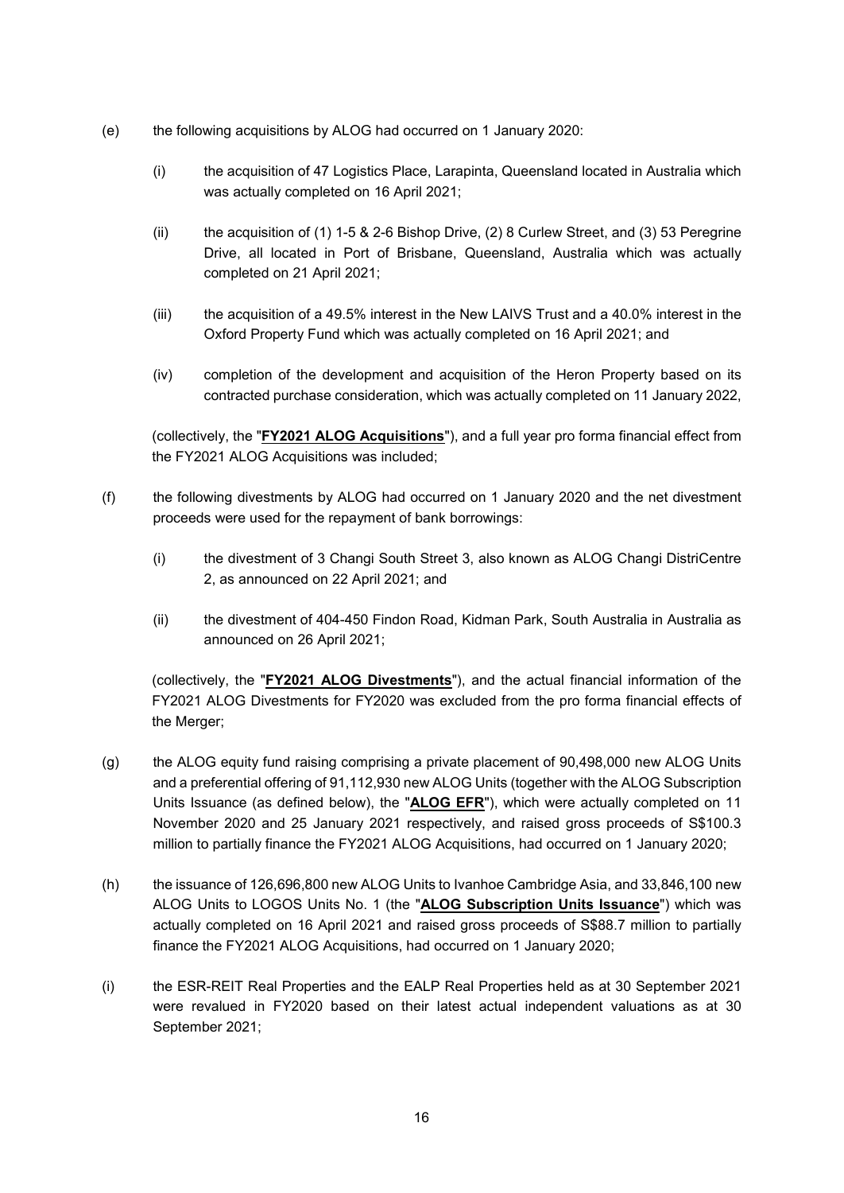(e) the following acquisitions by ALOG had occurred on 1 January 2020:

   (i) the acquisition of 47 Logistics Place, Larapinta, Queensland located in Australia which was actually completed on 16 April 2021;

   (ii) the acquisition of (1) 1-5 & 2-6 Bishop Drive, (2) 8 Curlew Street, and (3) 53 Peregrine Drive, all located in Port of Brisbane, Queensland, Australia which was actually completed on 21 April 2021;

   (iii) the acquisition of a 49.5% interest in the New LAIVS Trust and a 40.0% interest in the Oxford Property Fund which was actually completed on 16 April 2021; and

   (iv) completion of the development and acquisition of the Heron Property based on its contracted purchase consideration, which was actually completed on 11 January 2022,

   (collectively, the "**FY2021 ALOG Acquisitions**"), and a full year pro forma financial effect from the FY2021 ALOG Acquisitions was included;

(f) the following divestments by ALOG had occurred on 1 January 2020 and the net divestment proceeds were used for the repayment of bank borrowings:

   (i) the divestment of 3 Changi South Street 3, also known as ALOG Changi DistriCentre 2, as announced on 22 April 2021; and

   (ii) the divestment of 404-450 Findon Road, Kidman Park, South Australia in Australia as announced on 26 April 2021;

   (collectively, the "**FY2021 ALOG Divestments**"), and the actual financial information of the FY2021 ALOG Divestments for FY2020 was excluded from the pro forma financial effects of the Merger;

(g) the ALOG equity fund raising comprising a private placement of 90,498,000 new ALOG Units and a preferential offering of 91,112,930 new ALOG Units (together with the ALOG Subscription Units Issuance (as defined below), the "**ALOG EFR**"), which were actually completed on 11 November 2020 and 25 January 2021 respectively, and raised gross proceeds of S$100.3 million to partially finance the FY2021 ALOG Acquisitions, had occurred on 1 January 2020;

(h) the issuance of 126,696,800 new ALOG Units to Ivanhoe Cambridge Asia, and 33,846,100 new ALOG Units to LOGOS Units No. 1 (the "**ALOG Subscription Units Issuance**") which was actually completed on 16 April 2021 and raised gross proceeds of S$88.7 million to partially finance the FY2021 ALOG Acquisitions, had occurred on 1 January 2020;

(i) the ESR-REIT Real Properties and the EALP Real Properties held as at 30 September 2021 were revalued in FY2020 based on their latest actual independent valuations as at 30 September 2021;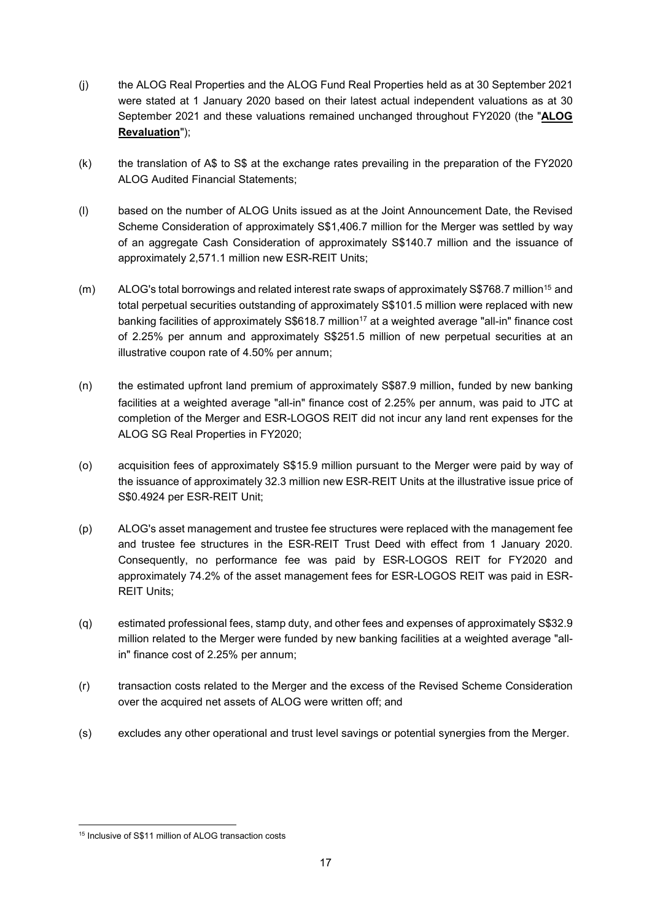(j) the ALOG Real Properties and the ALOG Fund Real Properties held as at 30 September 2021 were stated at 1 January 2020 based on their latest actual independent valuations as at 30 September 2021 and these valuations remained unchanged throughout FY2020 (the "**ALOG Revaluation**");

(k) the translation of A$ to S$ at the exchange rates prevailing in the preparation of the FY2020 ALOG Audited Financial Statements;

(l) based on the number of ALOG Units issued as at the Joint Announcement Date, the Revised Scheme Consideration of approximately S$1,406.7 million for the Merger was settled by way of an aggregate Cash Consideration of approximately S$140.7 million and the issuance of approximately 2,571.1 million new ESR-REIT Units;

(m) ALOG's total borrowings and related interest rate swaps of approximately S$768.7 million[15] and total perpetual securities outstanding of approximately S$101.5 million were replaced with new banking facilities of approximately S$618.7 million[17] at a weighted average "all-in" finance cost of 2.25% per annum and approximately S$251.5 million of new perpetual securities at an illustrative coupon rate of 4.50% per annum;

(n) the estimated upfront land premium of approximately S$87.9 million, funded by new banking facilities at a weighted average "all-in" finance cost of 2.25% per annum, was paid to JTC at completion of the Merger and ESR-LOGOS REIT did not incur any land rent expenses for the ALOG SG Real Properties in FY2020;

(o) acquisition fees of approximately S$15.9 million pursuant to the Merger were paid by way of the issuance of approximately 32.3 million new ESR-REIT Units at the illustrative issue price of S$0.4924 per ESR-REIT Unit;

(p) ALOG's asset management and trustee fee structures were replaced with the management fee and trustee fee structures in the ESR-REIT Trust Deed with effect from 1 January 2020. Consequently, no performance fee was paid by ESR-LOGOS REIT for FY2020 and approximately 74.2% of the asset management fees for ESR-LOGOS REIT was paid in ESR-REIT Units;

(q) estimated professional fees, stamp duty, and other fees and expenses of approximately S$32.9 million related to the Merger were funded by new banking facilities at a weighted average "all-in" finance cost of 2.25% per annum;

(r) transaction costs related to the Merger and the excess of the Revised Scheme Consideration over the acquired net assets of ALOG were written off; and

(s) excludes any other operational and trust level savings or potential synergies from the Merger.

---

[15] Inclusive of S$11 million of ALOG transaction costs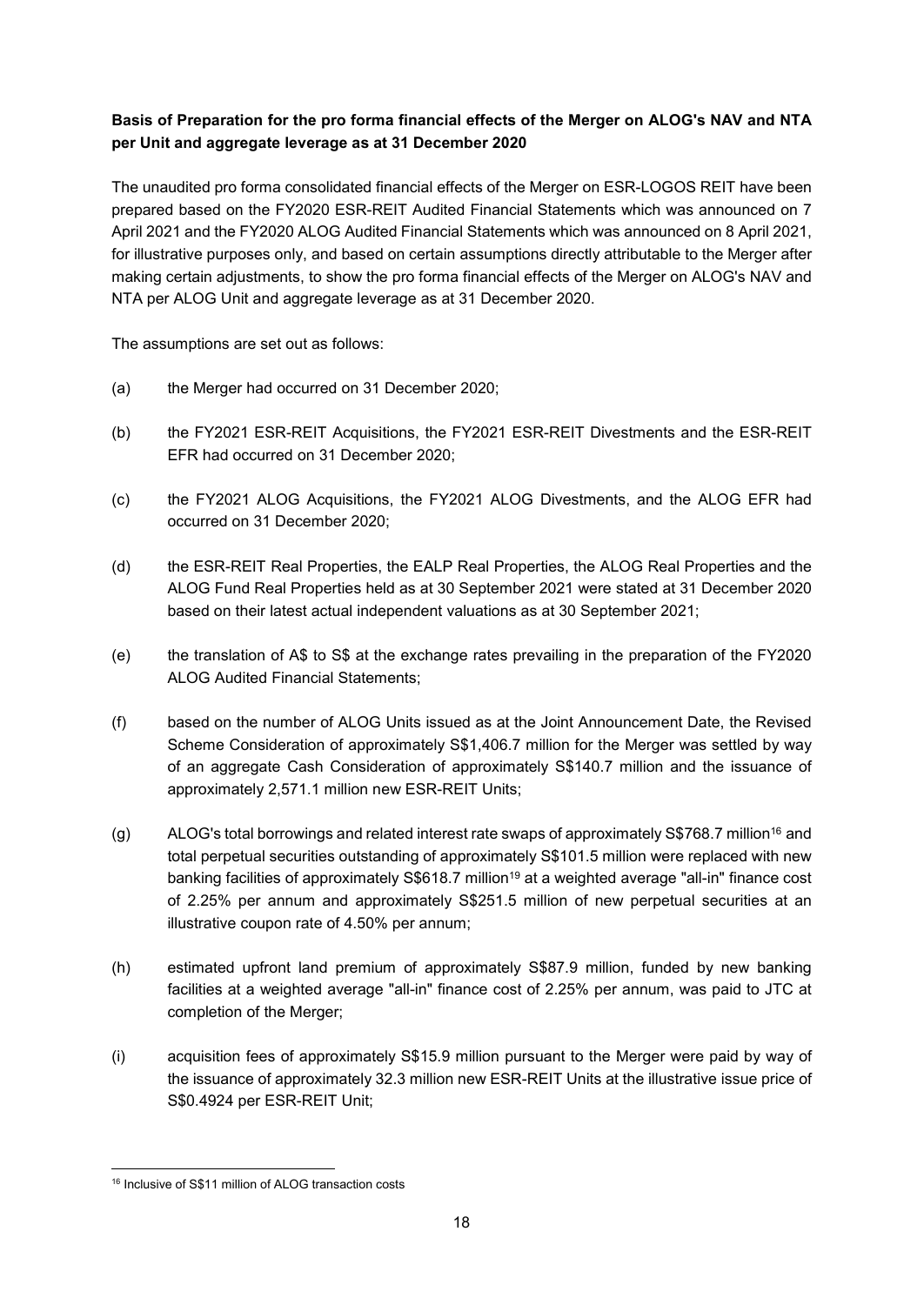**Basis of Preparation for the pro forma financial effects of the Merger on ALOG's NAV and NTA per Unit and aggregate leverage as at 31 December 2020**

The unaudited pro forma consolidated financial effects of the Merger on ESR-LOGOS REIT have been prepared based on the FY2020 ESR-REIT Audited Financial Statements which was announced on 7 April 2021 and the FY2020 ALOG Audited Financial Statements which was announced on 8 April 2021, for illustrative purposes only, and based on certain assumptions directly attributable to the Merger after making certain adjustments, to show the pro forma financial effects of the Merger on ALOG's NAV and NTA per ALOG Unit and aggregate leverage as at 31 December 2020.

The assumptions are set out as follows:

(a) the Merger had occurred on 31 December 2020;

(b) the FY2021 ESR-REIT Acquisitions, the FY2021 ESR-REIT Divestments and the ESR-REIT EFR had occurred on 31 December 2020;

(c) the FY2021 ALOG Acquisitions, the FY2021 ALOG Divestments, and the ALOG EFR had occurred on 31 December 2020;

(d) the ESR-REIT Real Properties, the EALP Real Properties, the ALOG Real Properties and the ALOG Fund Real Properties held as at 30 September 2021 were stated at 31 December 2020 based on their latest actual independent valuations as at 30 September 2021;

(e) the translation of A$ to S$ at the exchange rates prevailing in the preparation of the FY2020 ALOG Audited Financial Statements;

(f) based on the number of ALOG Units issued as at the Joint Announcement Date, the Revised Scheme Consideration of approximately S$1,406.7 million for the Merger was settled by way of an aggregate Cash Consideration of approximately S$140.7 million and the issuance of approximately 2,571.1 million new ESR-REIT Units;

(g) ALOG's total borrowings and related interest rate swaps of approximately S$768.7 million[16] and total perpetual securities outstanding of approximately S$101.5 million were replaced with new banking facilities of approximately S$618.7 million[19] at a weighted average "all-in" finance cost of 2.25% per annum and approximately S$251.5 million of new perpetual securities at an illustrative coupon rate of 4.50% per annum;

(h) estimated upfront land premium of approximately S$87.9 million, funded by new banking facilities at a weighted average "all-in" finance cost of 2.25% per annum, was paid to JTC at completion of the Merger;

(i) acquisition fees of approximately S$15.9 million pursuant to the Merger were paid by way of the issuance of approximately 32.3 million new ESR-REIT Units at the illustrative issue price of S$0.4924 per ESR-REIT Unit;

[16] Inclusive of S$11 million of ALOG transaction costs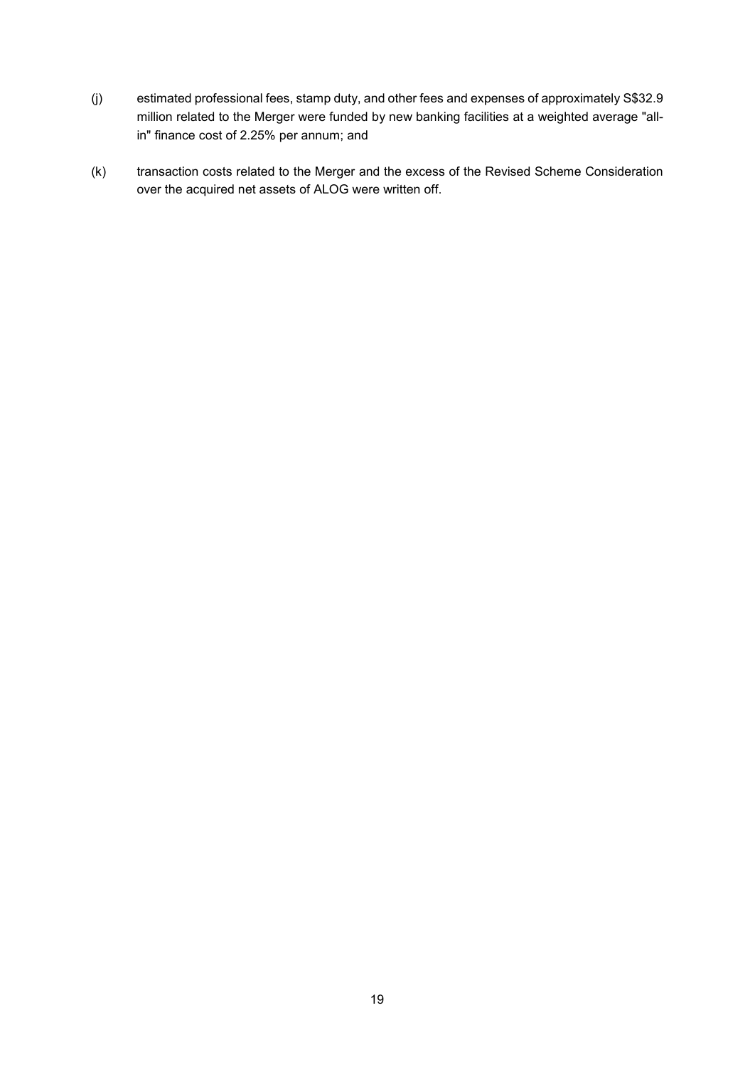(j) estimated professional fees, stamp duty, and other fees and expenses of approximately S$32.9 million related to the Merger were funded by new banking facilities at a weighted average "all-in" finance cost of 2.25% per annum; and

(k) transaction costs related to the Merger and the excess of the Revised Scheme Consideration over the acquired net assets of ALOG were written off.